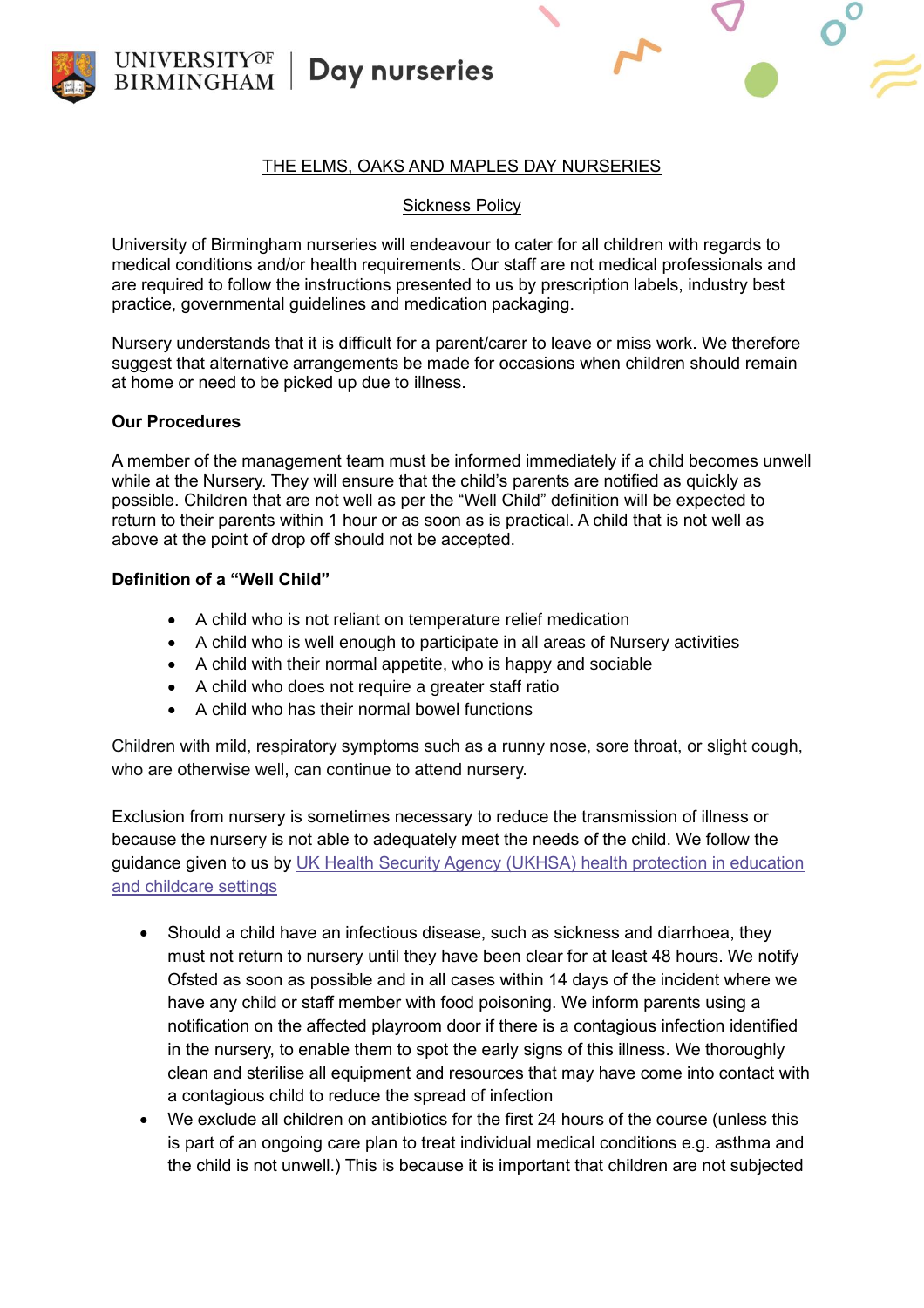UNIVERSITY OF BIRMINGHAM | Day nurseries

# THE ELMS, OAKS AND MAPLES DAY NURSERIES

## Sickness Policy

University of Birmingham nurseries will endeavour to cater for all children with regards to medical conditions and/or health requirements. Our staff are not medical professionals and are required to follow the instructions presented to us by prescription labels, industry best practice, governmental guidelines and medication packaging.

Nursery understands that it is difficult for a parent/carer to leave or miss work. We therefore suggest that alternative arrangements be made for occasions when children should remain at home or need to be picked up due to illness.

**Our Procedures**

A member of the management team must be informed immediately if a child becomes unwell while at the Nursery. They will ensure that the child's parents are notified as quickly as possible. Children that are not well as per the "Well Child" definition will be expected to return to their parents within 1 hour or as soon as is practical. A child that is not well as above at the point of drop off should not be accepted.

**Definition of a "Well Child"**

- A child who is not reliant on temperature relief medication
- A child who is well enough to participate in all areas of Nursery activities
- A child with their normal appetite, who is happy and sociable
- A child who does not require a greater staff ratio
- A child who has their normal bowel functions

Children with mild, respiratory symptoms such as a runny nose, sore throat, or slight cough, who are otherwise well, can continue to attend nursery.

Exclusion from nursery is sometimes necessary to reduce the transmission of illness or because the nursery is not able to adequately meet the needs of the child. We follow the guidance given to us by UK Health Security Agency (UKHSA) health protection in education and childcare settings

- Should a child have an infectious disease, such as sickness and diarrhoea, they must not return to nursery until they have been clear for at least 48 hours. We notify Ofsted as soon as possible and in all cases within 14 days of the incident where we have any child or staff member with food poisoning. We inform parents using a notification on the affected playroom door if there is a contagious infection identified in the nursery, to enable them to spot the early signs of this illness. We thoroughly clean and sterilise all equipment and resources that may have come into contact with a contagious child to reduce the spread of infection
- We exclude all children on antibiotics for the first 24 hours of the course (unless this is part of an ongoing care plan to treat individual medical conditions e.g. asthma and the child is not unwell.) This is because it is important that children are not subjected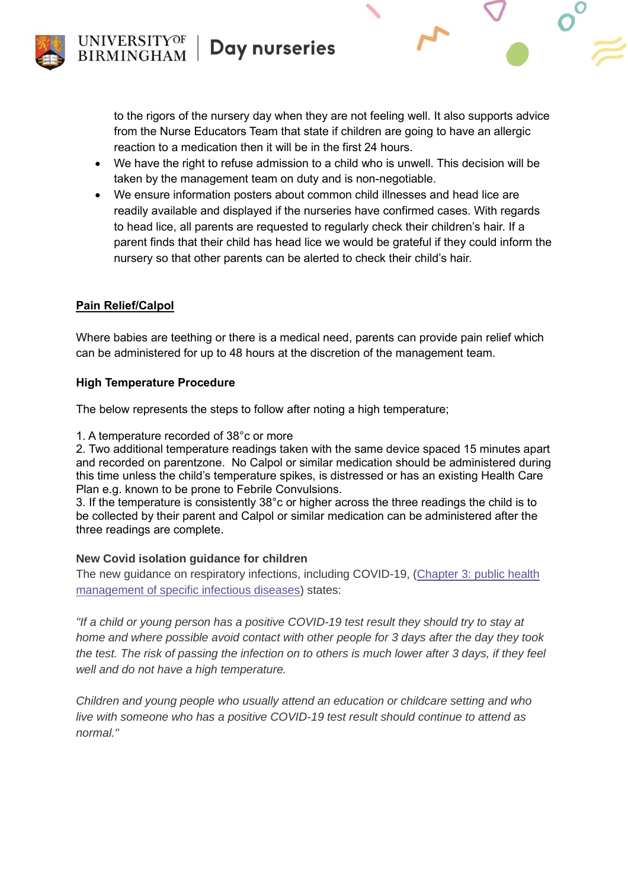to the rigors of the nursery day when they are not feeling well. It also supports advice from the Nurse Educators Team that state if children are going to have an allergic reaction to a medication then it will be in the first 24 hours.

- We have the right to refuse admission to a child who is unwell. This decision will be taken by the management team on duty and is non-negotiable.
- We ensure information posters about common child illnesses and head lice are readily available and displayed if the nurseries have confirmed cases. With regards to head lice, all parents are requested to regularly check their children's hair. If a parent finds that their child has head lice we would be grateful if they could inform the nursery so that other parents can be alerted to check their child's hair.

**<u>Pain Relief/Calpol</u>**

Where babies are teething or there is a medical need, parents can provide pain relief which can be administered for up to 48 hours at the discretion of the management team.

**High Temperature Procedure**

The below represents the steps to follow after noting a high temperature;

1. A temperature recorded of 38°c or more
2. Two additional temperature readings taken with the same device spaced 15 minutes apart and recorded on parentzone. No Calpol or similar medication should be administered during this time unless the child's temperature spikes, is distressed or has an existing Health Care Plan e.g. known to be prone to Febrile Convulsions.
3. If the temperature is consistently 38°c or higher across the three readings the child is to be collected by their parent and Calpol or similar medication can be administered after the three readings are complete.

**New Covid isolation guidance for children**

The new guidance on respiratory infections, including COVID-19, (Chapter 3: public health management of specific infectious diseases) states:

*"If a child or young person has a positive COVID-19 test result they should try to stay at home and where possible avoid contact with other people for 3 days after the day they took the test. The risk of passing the infection on to others is much lower after 3 days, if they feel well and do not have a high temperature.*

*Children and young people who usually attend an education or childcare setting and who live with someone who has a positive COVID-19 test result should continue to attend as normal."*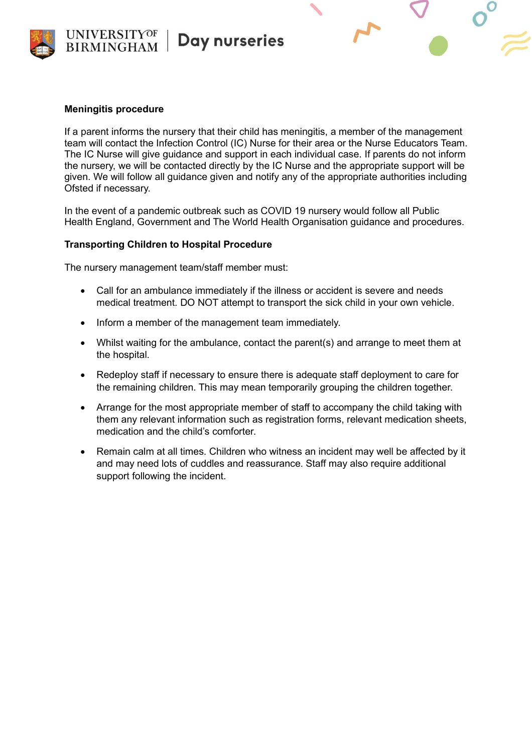**Meningitis procedure**

If a parent informs the nursery that their child has meningitis, a member of the management team will contact the Infection Control (IC) Nurse for their area or the Nurse Educators Team. The IC Nurse will give guidance and support in each individual case. If parents do not inform the nursery, we will be contacted directly by the IC Nurse and the appropriate support will be given. We will follow all guidance given and notify any of the appropriate authorities including Ofsted if necessary.

In the event of a pandemic outbreak such as COVID 19 nursery would follow all Public Health England, Government and The World Health Organisation guidance and procedures.

**Transporting Children to Hospital Procedure**

The nursery management team/staff member must:

- Call for an ambulance immediately if the illness or accident is severe and needs medical treatment. DO NOT attempt to transport the sick child in your own vehicle.
- Inform a member of the management team immediately.
- Whilst waiting for the ambulance, contact the parent(s) and arrange to meet them at the hospital.
- Redeploy staff if necessary to ensure there is adequate staff deployment to care for the remaining children. This may mean temporarily grouping the children together.
- Arrange for the most appropriate member of staff to accompany the child taking with them any relevant information such as registration forms, relevant medication sheets, medication and the child's comforter.
- Remain calm at all times. Children who witness an incident may well be affected by it and may need lots of cuddles and reassurance. Staff may also require additional support following the incident.